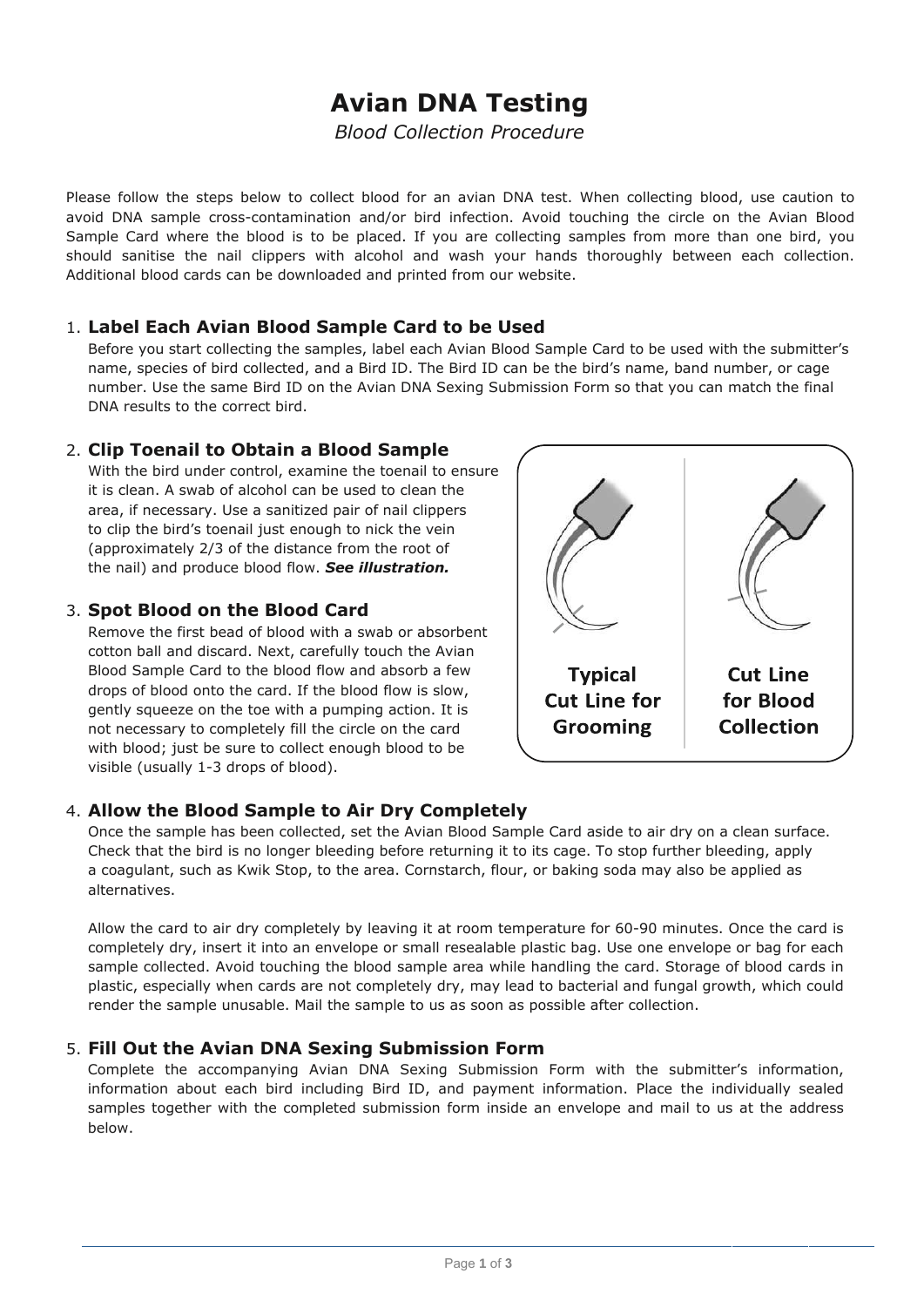# Avian DNA Testing

*Blood Collection Procedure*

Please follow the steps below to collect blood for an avian DNA test. When collecting blood, use caution to avoid DNA sample cross-contamination and/or bird infection. Avoid touching the circle on the Avian Blood Sample Card where the blood is to be placed. If you are collecting samples from more than one bird, you should sanitise the nail clippers with alcohol and wash your hands thoroughly between each collection. Additional blood cards can be downloaded and printed from our website.

1. **Label Each Avian Blood Sample Card to be Used**
   Before you start collecting the samples, label each Avian Blood Sample Card to be used with the submitter's name, species of bird collected, and a Bird ID. The Bird ID can be the bird's name, band number, or cage number. Use the same Bird ID on the Avian DNA Sexing Submission Form so that you can match the final DNA results to the correct bird.

2. **Clip Toenail to Obtain a Blood Sample**
   With the bird under control, examine the toenail to ensure it is clean. A swab of alcohol can be used to clean the area, if necessary. Use a sanitized pair of nail clippers to clip the bird's toenail just enough to nick the vein (approximately 2/3 of the distance from the root of the nail) and produce blood flow. ***See illustration.***

   Typical Cut Line for Grooming | Cut Line for Blood Collection

3. **Spot Blood on the Blood Card**
   Remove the first bead of blood with a swab or absorbent cotton ball and discard. Next, carefully touch the Avian Blood Sample Card to the blood flow and absorb a few drops of blood onto the card. If the blood flow is slow, gently squeeze on the toe with a pumping action. It is not necessary to completely fill the circle on the card with blood; just be sure to collect enough blood to be visible (usually 1-3 drops of blood).

4. **Allow the Blood Sample to Air Dry Completely**
   Once the sample has been collected, set the Avian Blood Sample Card aside to air dry on a clean surface. Check that the bird is no longer bleeding before returning it to its cage. To stop further bleeding, apply a coagulant, such as Kwik Stop, to the area. Cornstarch, flour, or baking soda may also be applied as alternatives.

   Allow the card to air dry completely by leaving it at room temperature for 60-90 minutes. Once the card is completely dry, insert it into an envelope or small resealable plastic bag. Use one envelope or bag for each sample collected. Avoid touching the blood sample area while handling the card. Storage of blood cards in plastic, especially when cards are not completely dry, may lead to bacterial and fungal growth, which could render the sample unusable. Mail the sample to us as soon as possible after collection.

5. **Fill Out the Avian DNA Sexing Submission Form**
   Complete the accompanying Avian DNA Sexing Submission Form with the submitter's information, information about each bird including Bird ID, and payment information. Place the individually sealed samples together with the completed submission form inside an envelope and mail to us at the address below.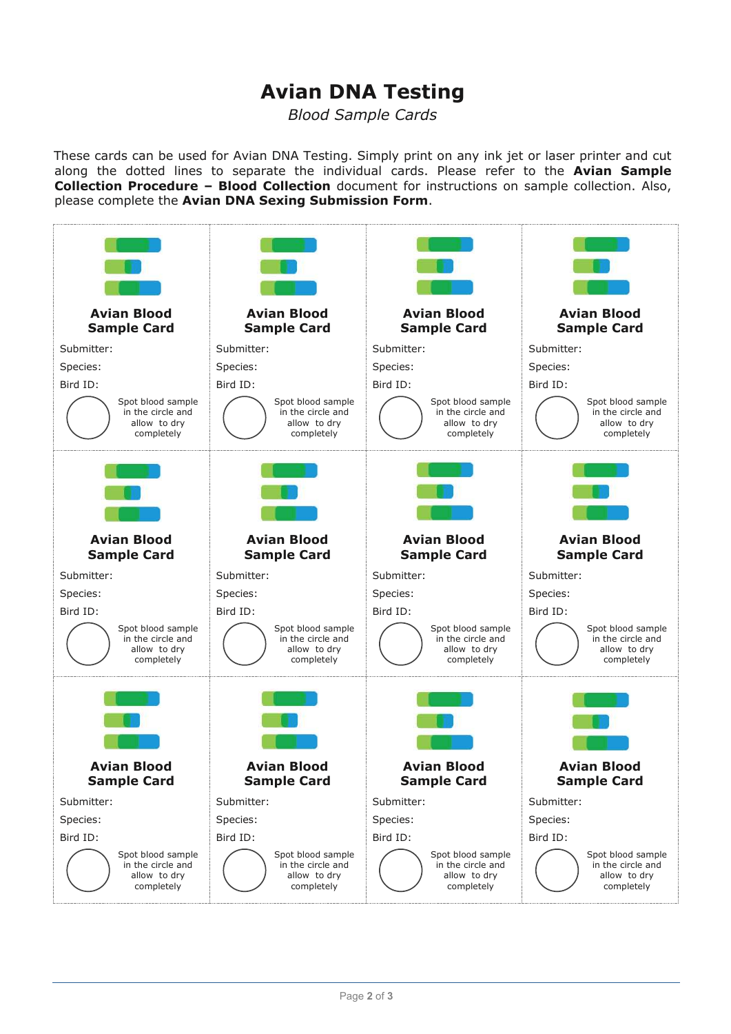# Avian DNA Testing

*Blood Sample Cards*

These cards can be used for Avian DNA Testing. Simply print on any ink jet or laser printer and cut along the dotted lines to separate the individual cards. Please refer to the **Avian Sample Collection Procedure – Blood Collection** document for instructions on sample collection. Also, please complete the **Avian DNA Sexing Submission Form**.

| **Avian Blood Sample Card**<br>Submitter:<br>Species:<br>Bird ID:<br>Spot blood sample in the circle and allow to dry completely | **Avian Blood Sample Card**<br>Submitter:<br>Species:<br>Bird ID:<br>Spot blood sample in the circle and allow to dry completely | **Avian Blood Sample Card**<br>Submitter:<br>Species:<br>Bird ID:<br>Spot blood sample in the circle and allow to dry completely | **Avian Blood Sample Card**<br>Submitter:<br>Species:<br>Bird ID:<br>Spot blood sample in the circle and allow to dry completely |
|---|---|---|---|
| **Avian Blood Sample Card**<br>Submitter:<br>Species:<br>Bird ID:<br>Spot blood sample in the circle and allow to dry completely | **Avian Blood Sample Card**<br>Submitter:<br>Species:<br>Bird ID:<br>Spot blood sample in the circle and allow to dry completely | **Avian Blood Sample Card**<br>Submitter:<br>Species:<br>Bird ID:<br>Spot blood sample in the circle and allow to dry completely | **Avian Blood Sample Card**<br>Submitter:<br>Species:<br>Bird ID:<br>Spot blood sample in the circle and allow to dry completely |
| **Avian Blood Sample Card**<br>Submitter:<br>Species:<br>Bird ID:<br>Spot blood sample in the circle and allow to dry completely | **Avian Blood Sample Card**<br>Submitter:<br>Species:<br>Bird ID:<br>Spot blood sample in the circle and allow to dry completely | **Avian Blood Sample Card**<br>Submitter:<br>Species:<br>Bird ID:<br>Spot blood sample in the circle and allow to dry completely | **Avian Blood Sample Card**<br>Submitter:<br>Species:<br>Bird ID:<br>Spot blood sample in the circle and allow to dry completely |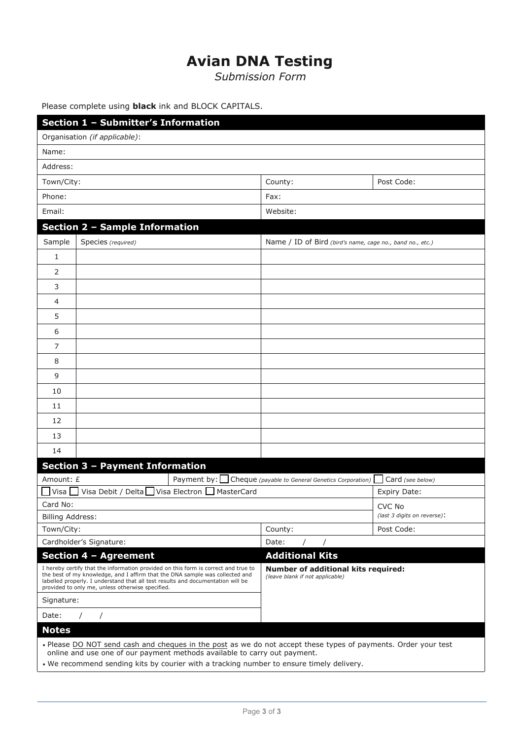# Avian DNA Testing

*Submission Form*

Please complete using **black** ink and BLOCK CAPITALS.

## Section 1 – Submitter's Information

| | | |
|---|---|---|
| Organisation *(if applicable)*: | | |
| Name: | | |
| Address: | | |
| Town/City: | County: | Post Code: |
| Phone: | Fax: | |
| Email: | Website: | |

## Section 2 – Sample Information

| Sample | Species *(required)* | Name / ID of Bird *(bird's name, cage no., band no., etc.)* |
|---|---|---|
| 1 | | |
| 2 | | |
| 3 | | |
| 4 | | |
| 5 | | |
| 6 | | |
| 7 | | |
| 8 | | |
| 9 | | |
| 10 | | |
| 11 | | |
| 12 | | |
| 13 | | |
| 14 | | |

## Section 3 – Payment Information

| | | |
|---|---|---|
| Amount: £ | Payment by: ☐ Cheque *(payable to General Genetics Corporation)* | ☐ Card *(see below)* |
| ☐ Visa ☐ Visa Debit / Delta ☐ Visa Electron ☐ MasterCard | | Expiry Date: |
| Card No: | | CVC No *(last 3 digits on reverse)*: |
| Billing Address: | | |
| Town/City: | County: | Post Code: |
| Cardholder's Signature: | Date: / / | |

## Section 4 – Agreement

I hereby certify that the information provided on this form is correct and true to the best of my knowledge, and I affirm that the DNA sample was collected and labelled properly. I understand that all test results and documentation will be provided to only me, unless otherwise specified.

Signature:

Date: / /

## Additional Kits

**Number of additional kits required:**
*(leave blank if not applicable)*

## Notes

- Please DO NOT send cash and cheques in the post as we do not accept these types of payments. Order your test online and use one of our payment methods available to carry out payment.
- We recommend sending kits by courier with a tracking number to ensure timely delivery.